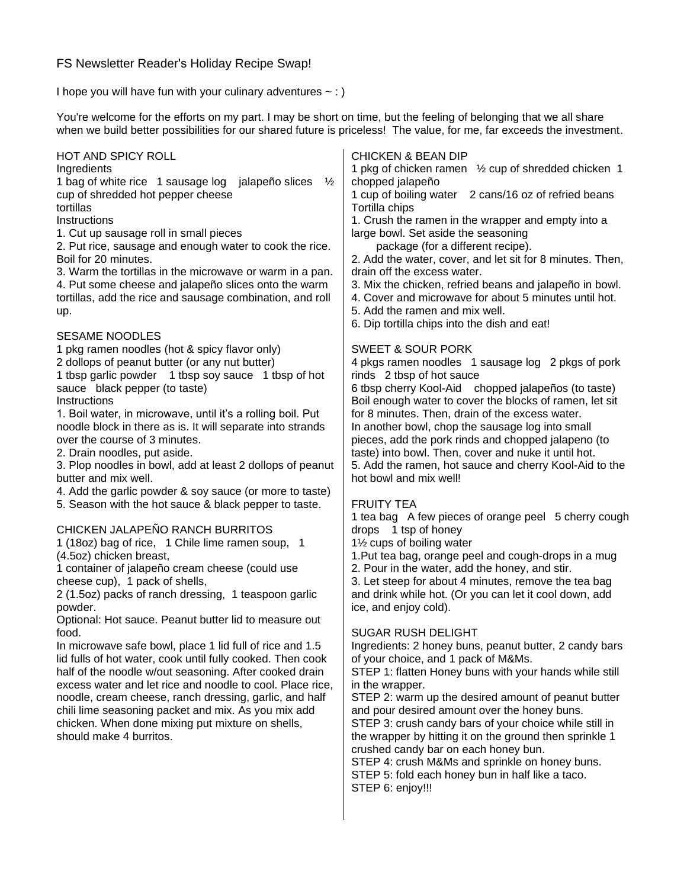FS Newsletter Reader's Holiday Recipe Swap!

I hope you will have fun with your culinary adventures ~ : )

You're welcome for the efforts on my part. I may be short on time, but the feeling of belonging that we all share when we build better possibilities for our shared future is priceless! The value, for me, far exceeds the investment.

## HOT AND SPICY ROLL

Ingredients

1 bag of white rice   1 sausage log   jalapeño slices   ½ cup of shredded hot pepper cheese
tortillas

Instructions

1. Cut up sausage roll in small pieces
2. Put rice, sausage and enough water to cook the rice. Boil for 20 minutes.
3. Warm the tortillas in the microwave or warm in a pan.
4. Put some cheese and jalapeño slices onto the warm tortillas, add the rice and sausage combination, and roll up.

## SESAME NOODLES

1 pkg ramen noodles (hot & spicy flavor only)
2 dollops of peanut butter (or any nut butter)
1 tbsp garlic powder   1 tbsp soy sauce   1 tbsp of hot sauce   black pepper (to taste)

Instructions

1. Boil water, in microwave, until it's a rolling boil. Put noodle block in there as is. It will separate into strands over the course of 3 minutes.
2. Drain noodles, put aside.
3. Plop noodles in bowl, add at least 2 dollops of peanut butter and mix well.
4. Add the garlic powder & soy sauce (or more to taste)
5. Season with the hot sauce & black pepper to taste.

## CHICKEN JALAPEÑO RANCH BURRITOS

1 (18oz) bag of rice,   1 Chile lime ramen soup,   1 (4.5oz) chicken breast,
1 container of jalapeño cream cheese (could use cheese cup),   1 pack of shells,
2 (1.5oz) packs of ranch dressing,   1 teaspoon garlic powder.
Optional: Hot sauce. Peanut butter lid to measure out food.

In microwave safe bowl, place 1 lid full of rice and 1.5 lid fulls of hot water, cook until fully cooked. Then cook half of the noodle w/out seasoning. After cooked drain excess water and let rice and noodle to cool. Place rice, noodle, cream cheese, ranch dressing, garlic, and half chili lime seasoning packet and mix. As you mix add chicken. When done mixing put mixture on shells, should make 4 burritos.

## CHICKEN & BEAN DIP

1 pkg of chicken ramen   ½ cup of shredded chicken   1 chopped jalapeño
1 cup of boiling water   2 cans/16 oz of refried beans
Tortilla chips

1. Crush the ramen in the wrapper and empty into a large bowl. Set aside the seasoning package (for a different recipe).
2. Add the water, cover, and let sit for 8 minutes. Then, drain off the excess water.
3. Mix the chicken, refried beans and jalapeño in bowl.
4. Cover and microwave for about 5 minutes until hot.
5. Add the ramen and mix well.
6. Dip tortilla chips into the dish and eat!

## SWEET & SOUR PORK

4 pkgs ramen noodles   1 sausage log   2 pkgs of pork rinds   2 tbsp of hot sauce
6 tbsp cherry Kool-Aid   chopped jalapeños (to taste)

Boil enough water to cover the blocks of ramen, let sit for 8 minutes. Then, drain of the excess water.
In another bowl, chop the sausage log into small pieces, add the pork rinds and chopped jalapeno (to taste) into bowl. Then, cover and nuke it until hot.
5. Add the ramen, hot sauce and cherry Kool-Aid to the hot bowl and mix well!

## FRUITY TEA

1 tea bag   A few pieces of orange peel   5 cherry cough drops   1 tsp of honey
1½ cups of boiling water

1. Put tea bag, orange peel and cough-drops in a mug
2. Pour in the water, add the honey, and stir.
3. Let steep for about 4 minutes, remove the tea bag and drink while hot. (Or you can let it cool down, add ice, and enjoy cold).

## SUGAR RUSH DELIGHT

Ingredients: 2 honey buns, peanut butter, 2 candy bars of your choice, and 1 pack of M&Ms.

STEP 1: flatten Honey buns with your hands while still in the wrapper.
STEP 2: warm up the desired amount of peanut butter and pour desired amount over the honey buns.
STEP 3: crush candy bars of your choice while still in the wrapper by hitting it on the ground then sprinkle 1 crushed candy bar on each honey bun.
STEP 4: crush M&Ms and sprinkle on honey buns.
STEP 5: fold each honey bun in half like a taco.
STEP 6: enjoy!!!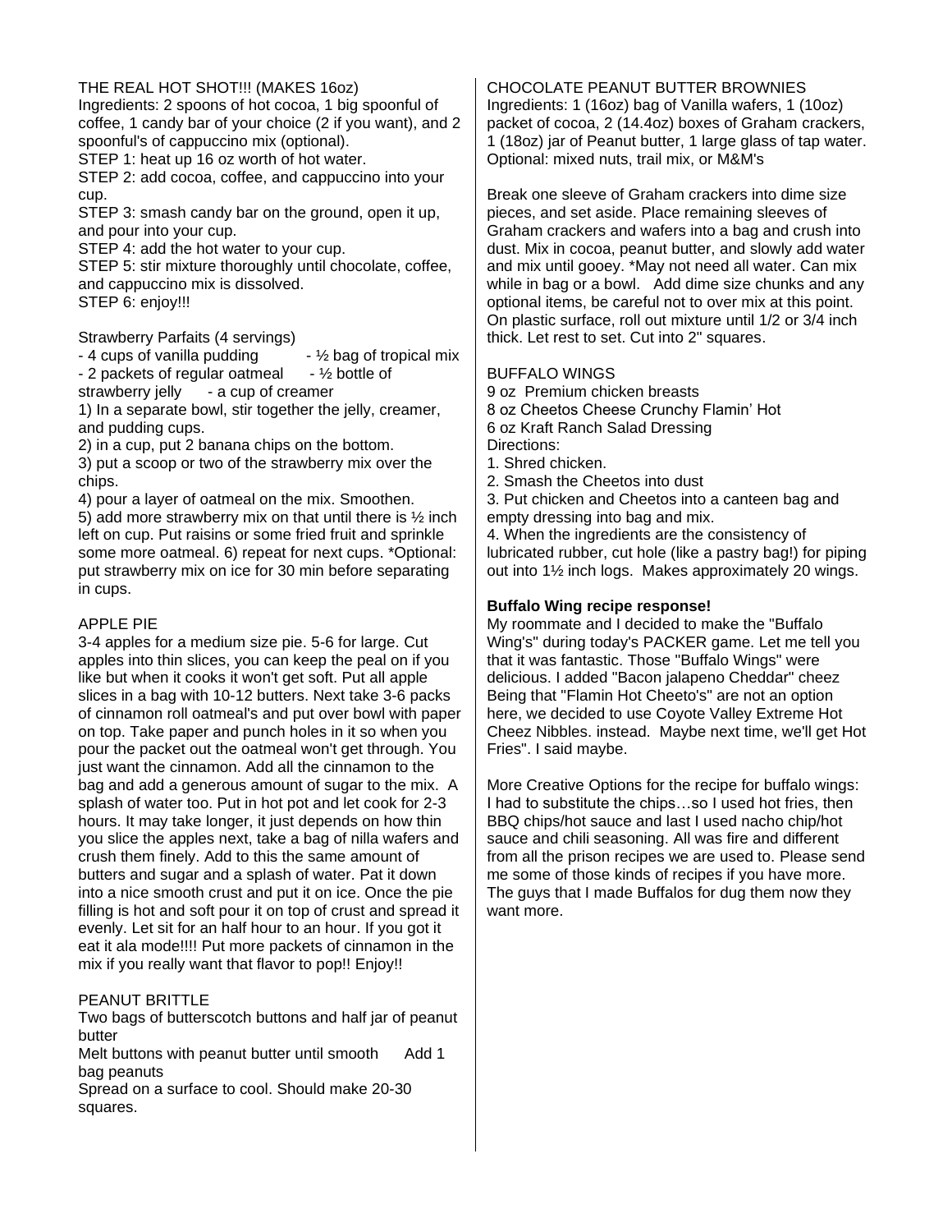THE REAL HOT SHOT!!! (MAKES 16oz)
Ingredients: 2 spoons of hot cocoa, 1 big spoonful of coffee, 1 candy bar of your choice (2 if you want), and 2 spoonful's of cappuccino mix (optional).
STEP 1: heat up 16 oz worth of hot water.
STEP 2: add cocoa, coffee, and cappuccino into your cup.
STEP 3: smash candy bar on the ground, open it up, and pour into your cup.
STEP 4: add the hot water to your cup.
STEP 5: stir mixture thoroughly until chocolate, coffee, and cappuccino mix is dissolved.
STEP 6: enjoy!!!

Strawberry Parfaits (4 servings)
- 4 cups of vanilla pudding
- ½ bag of tropical mix
- 2 packets of regular oatmeal
- ½ bottle of strawberry jelly
- a cup of creamer

1) In a separate bowl, stir together the jelly, creamer, and pudding cups.
2) in a cup, put 2 banana chips on the bottom.
3) put a scoop or two of the strawberry mix over the chips.
4) pour a layer of oatmeal on the mix. Smoothen.
5) add more strawberry mix on that until there is ½ inch left on cup. Put raisins or some fried fruit and sprinkle some more oatmeal. 6) repeat for next cups. *Optional: put strawberry mix on ice for 30 min before separating in cups.

APPLE PIE
3-4 apples for a medium size pie. 5-6 for large. Cut apples into thin slices, you can keep the peal on if you like but when it cooks it won't get soft. Put all apple slices in a bag with 10-12 butters. Next take 3-6 packs of cinnamon roll oatmeal's and put over bowl with paper on top. Take paper and punch holes in it so when you pour the packet out the oatmeal won't get through. You just want the cinnamon. Add all the cinnamon to the bag and add a generous amount of sugar to the mix. A splash of water too. Put in hot pot and let cook for 2-3 hours. It may take longer, it just depends on how thin you slice the apples next, take a bag of nilla wafers and crush them finely. Add to this the same amount of butters and sugar and a splash of water. Pat it down into a nice smooth crust and put it on ice. Once the pie filling is hot and soft pour it on top of crust and spread it evenly. Let sit for an half hour to an hour. If you got it eat it ala mode!!!! Put more packets of cinnamon in the mix if you really want that flavor to pop!! Enjoy!!

PEANUT BRITTLE
Two bags of butterscotch buttons and half jar of peanut butter
Melt buttons with peanut butter until smooth Add 1 bag peanuts
Spread on a surface to cool. Should make 20-30 squares.

CHOCOLATE PEANUT BUTTER BROWNIES
Ingredients: 1 (16oz) bag of Vanilla wafers, 1 (10oz) packet of cocoa, 2 (14.4oz) boxes of Graham crackers, 1 (18oz) jar of Peanut butter, 1 large glass of tap water. Optional: mixed nuts, trail mix, or M&M's

Break one sleeve of Graham crackers into dime size pieces, and set aside. Place remaining sleeves of Graham crackers and wafers into a bag and crush into dust. Mix in cocoa, peanut butter, and slowly add water and mix until gooey. *May not need all water. Can mix while in bag or a bowl. Add dime size chunks and any optional items, be careful not to over mix at this point. On plastic surface, roll out mixture until 1/2 or 3/4 inch thick. Let rest to set. Cut into 2" squares.

BUFFALO WINGS
9 oz Premium chicken breasts
8 oz Cheetos Cheese Crunchy Flamin' Hot
6 oz Kraft Ranch Salad Dressing
Directions:
1. Shred chicken.
2. Smash the Cheetos into dust
3. Put chicken and Cheetos into a canteen bag and empty dressing into bag and mix.
4. When the ingredients are the consistency of lubricated rubber, cut hole (like a pastry bag!) for piping out into 1½ inch logs. Makes approximately 20 wings.

**Buffalo Wing recipe response!**
My roommate and I decided to make the "Buffalo Wing's" during today's PACKER game. Let me tell you that it was fantastic. Those "Buffalo Wings" were delicious. I added "Bacon jalapeno Cheddar" cheez Being that "Flamin Hot Cheeto's" are not an option here, we decided to use Coyote Valley Extreme Hot Cheez Nibbles. instead. Maybe next time, we'll get Hot Fries". I said maybe.

More Creative Options for the recipe for buffalo wings: I had to substitute the chips…so I used hot fries, then BBQ chips/hot sauce and last I used nacho chip/hot sauce and chili seasoning. All was fire and different from all the prison recipes we are used to. Please send me some of those kinds of recipes if you have more. The guys that I made Buffalos for dug them now they want more.